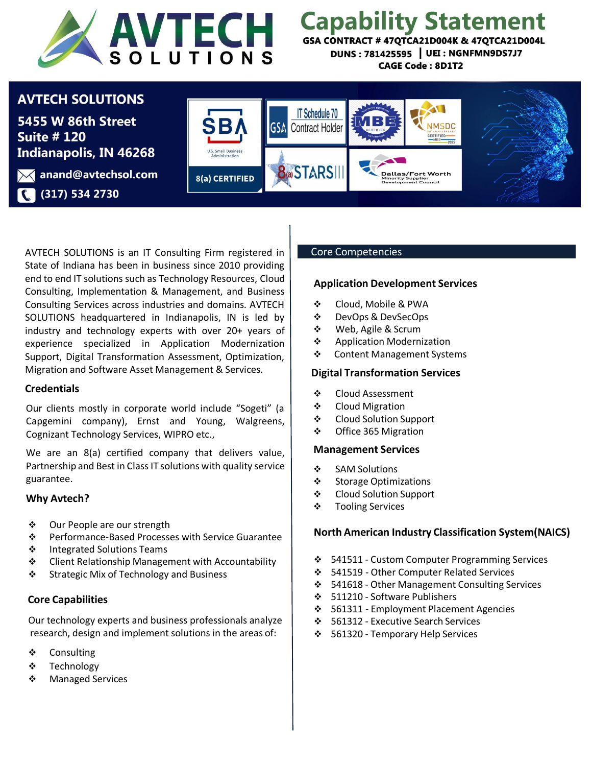# AVTECH SOLUTIONS

# Capability Statement

**GSA CONTRACT # 47QTCA21D004K & 47QTCA21D004L**
**DUNS : 781425595 | UEI : NGNFMN9DS7J7**
**CAGE Code : 8D1T2**

## AVTECH SOLUTIONS

**5455 W 86th Street**
**Suite # 120**
**Indianapolis, IN 46268**

**anand@avtechsol.com**
**(317) 534 2730**

SBA U.S. Small Business Administration 8(a) CERTIFIED | IT Schedule 70 GSA Contract Holder | MBE CERTIFIED | NMSDC CERTIFIED MBE 2022 | 8(a) STARS III | Dallas/Fort Worth Minority Supplier Development Council

AVTECH SOLUTIONS is an IT Consulting Firm registered in State of Indiana has been in business since 2010 providing end to end IT solutions such as Technology Resources, Cloud Consulting, Implementation & Management, and Business Consulting Services across industries and domains. AVTECH SOLUTIONS headquartered in Indianapolis, IN is led by industry and technology experts with over 20+ years of experience specialized in Application Modernization Support, Digital Transformation Assessment, Optimization, Migration and Software Asset Management & Services.

### Credentials

Our clients mostly in corporate world include "Sogeti" (a Capgemini company), Ernst and Young, Walgreens, Cognizant Technology Services, WIPRO etc.,

We are an 8(a) certified company that delivers value, Partnership and Best in Class IT solutions with quality service guarantee.

### Why Avtech?

- Our People are our strength
- Performance-Based Processes with Service Guarantee
- Integrated Solutions Teams
- Client Relationship Management with Accountability
- Strategic Mix of Technology and Business

### Core Capabilities

Our technology experts and business professionals analyze research, design and implement solutions in the areas of:

- Consulting
- Technology
- Managed Services

## Core Competencies

### Application Development Services

- Cloud, Mobile & PWA
- DevOps & DevSecOps
- Web, Agile & Scrum
- Application Modernization
- Content Management Systems

### Digital Transformation Services

- Cloud Assessment
- Cloud Migration
- Cloud Solution Support
- Office 365 Migration

### Management Services

- SAM Solutions
- Storage Optimizations
- Cloud Solution Support
- Tooling Services

### North American Industry Classification System(NAICS)

- 541511 - Custom Computer Programming Services
- 541519 - Other Computer Related Services
- 541618 - Other Management Consulting Services
- 511210 - Software Publishers
- 561311 - Employment Placement Agencies
- 561312 - Executive Search Services
- 561320 - Temporary Help Services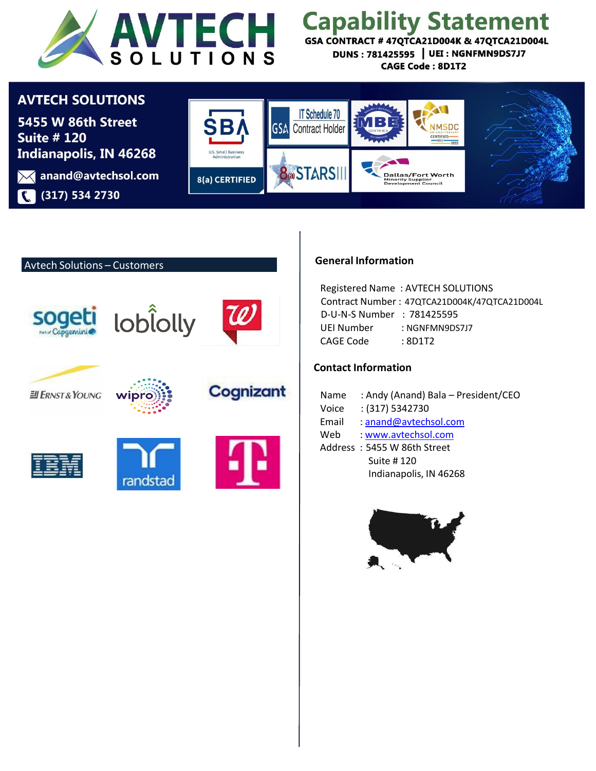# AVTECH SOLUTIONS

## Capability Statement

**GSA CONTRACT # 47QTCA21D004K & 47QTCA21D004L**
**DUNS : 781425595 | UEI : NGNFMN9DS7J7**
**CAGE Code : 8D1T2**

**AVTECH SOLUTIONS**
**5455 W 86th Street**
**Suite # 120**
**Indianapolis, IN 46268**
**anand@avtechsol.com**
**(317) 534 2730**

SBA U.S. Small Business Administration 8(a) CERTIFIED

IT Schedule 70 GSA Contract Holder

MBE CERTIFIED

NMSDC CERTIFIED MBE 2022

8(a) STARS III

Dallas/Fort Worth Minority Supplier Development Council

### Avtech Solutions – Customers

sogeti (Part of Capgemini)
loblolly
Walgreens
Ernst & Young
wipro
Cognizant
IBM
randstad
T-Mobile

### General Information

Registered Name : AVTECH SOLUTIONS
Contract Number : 47QTCA21D004K/47QTCA21D004L
D-U-N-S Number : 781425595
UEI Number : NGNFMN9DS7J7
CAGE Code : 8D1T2

### Contact Information

Name : Andy (Anand) Bala – President/CEO
Voice : (317) 5342730
Email : anand@avtechsol.com
Web : www.avtechsol.com
Address : 5455 W 86th Street
Suite # 120
Indianapolis, IN 46268